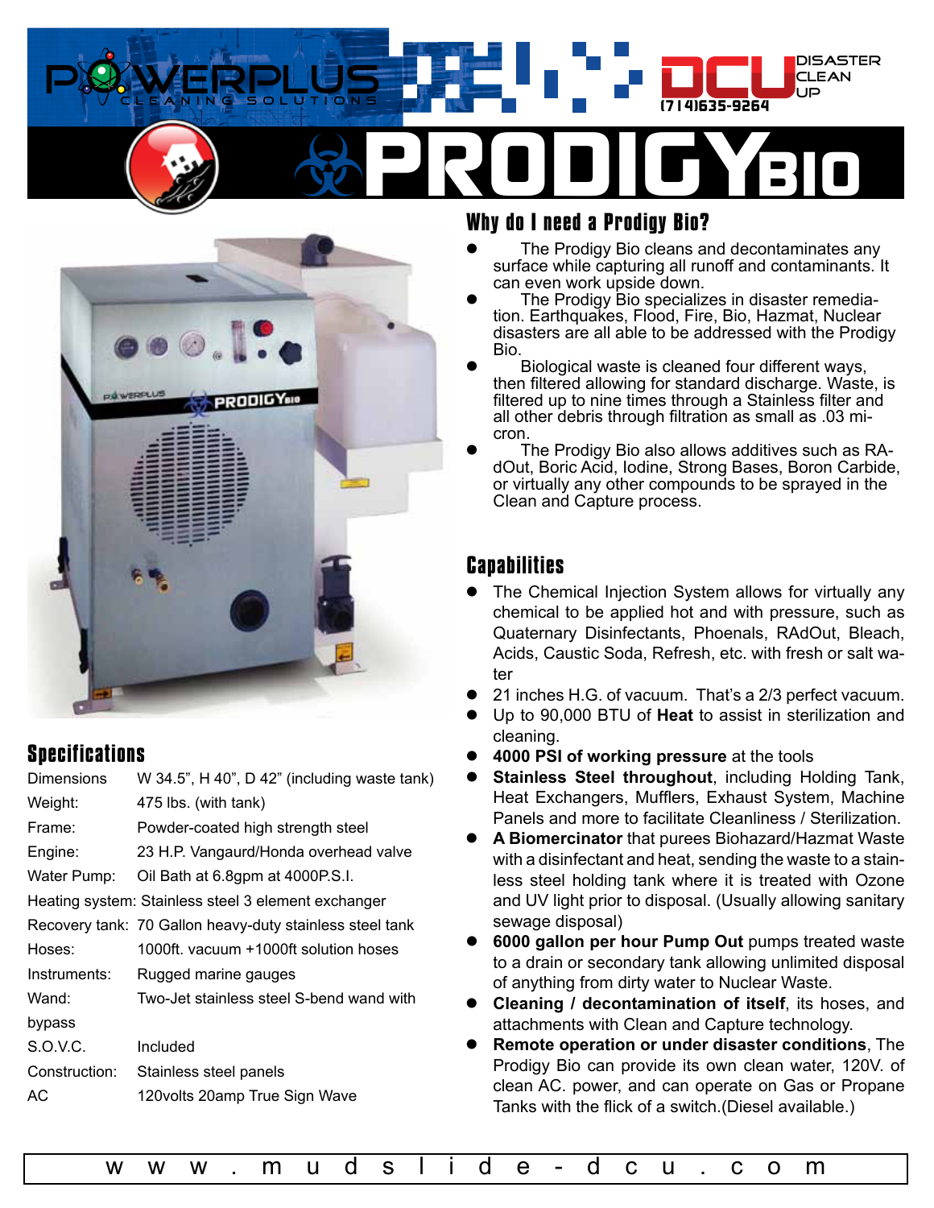POWERPLUS CLEANING SOLUTIONS

DCU DISASTER CLEAN UP (714)635-9264

# PRODIGY BIO

## Why do I need a Prodigy Bio?

- The Prodigy Bio cleans and decontaminates any surface while capturing all runoff and contaminants. It can even work upside down.
- The Prodigy Bio specializes in disaster remediation. Earthquakes, Flood, Fire, Bio, Hazmat, Nuclear disasters are all able to be addressed with the Prodigy Bio.
- Biological waste is cleaned four different ways, then filtered allowing for standard discharge. Waste, is filtered up to nine times through a Stainless filter and all other debris through filtration as small as .03 micron.
- The Prodigy Bio also allows additives such as RAdOut, Boric Acid, Iodine, Strong Bases, Boron Carbide, or virtually any other compounds to be sprayed in the Clean and Capture process.

## Specifications

| | |
|---|---|
| Dimensions | W 34.5", H 40", D 42" (including waste tank) |
| Weight: | 475 lbs. (with tank) |
| Frame: | Powder-coated high strength steel |
| Engine: | 23 H.P. Vangaurd/Honda overhead valve |
| Water Pump: | Oil Bath at 6.8gpm at 4000P.S.I. |
| Heating system: | Stainless steel 3 element exchanger |
| Recovery tank: | 70 Gallon heavy-duty stainless steel tank |
| Hoses: | 1000ft. vacuum +1000ft solution hoses |
| Instruments: | Rugged marine gauges |
| Wand: | Two-Jet stainless steel S-bend wand with bypass |
| S.O.V.C. | Included |
| Construction: | Stainless steel panels |
| AC | 120volts 20amp True Sign Wave |

## Capabilities

- The Chemical Injection System allows for virtually any chemical to be applied hot and with pressure, such as Quaternary Disinfectants, Phoenals, RAdOut, Bleach, Acids, Caustic Soda, Refresh, etc. with fresh or salt water
- 21 inches H.G. of vacuum. That's a 2/3 perfect vacuum.
- Up to 90,000 BTU of **Heat** to assist in sterilization and cleaning.
- **4000 PSI of working pressure** at the tools
- **Stainless Steel throughout**, including Holding Tank, Heat Exchangers, Mufflers, Exhaust System, Machine Panels and more to facilitate Cleanliness / Sterilization.
- **A Biomercinator** that purees Biohazard/Hazmat Waste with a disinfectant and heat, sending the waste to a stainless steel holding tank where it is treated with Ozone and UV light prior to disposal. (Usually allowing sanitary sewage disposal)
- **6000 gallon per hour Pump Out** pumps treated waste to a drain or secondary tank allowing unlimited disposal of anything from dirty water to Nuclear Waste.
- **Cleaning / decontamination of itself**, its hoses, and attachments with Clean and Capture technology.
- **Remote operation or under disaster conditions**, The Prodigy Bio can provide its own clean water, 120V. of clean AC. power, and can operate on Gas or Propane Tanks with the flick of a switch.(Diesel available.)

www.mudslide-dcu.com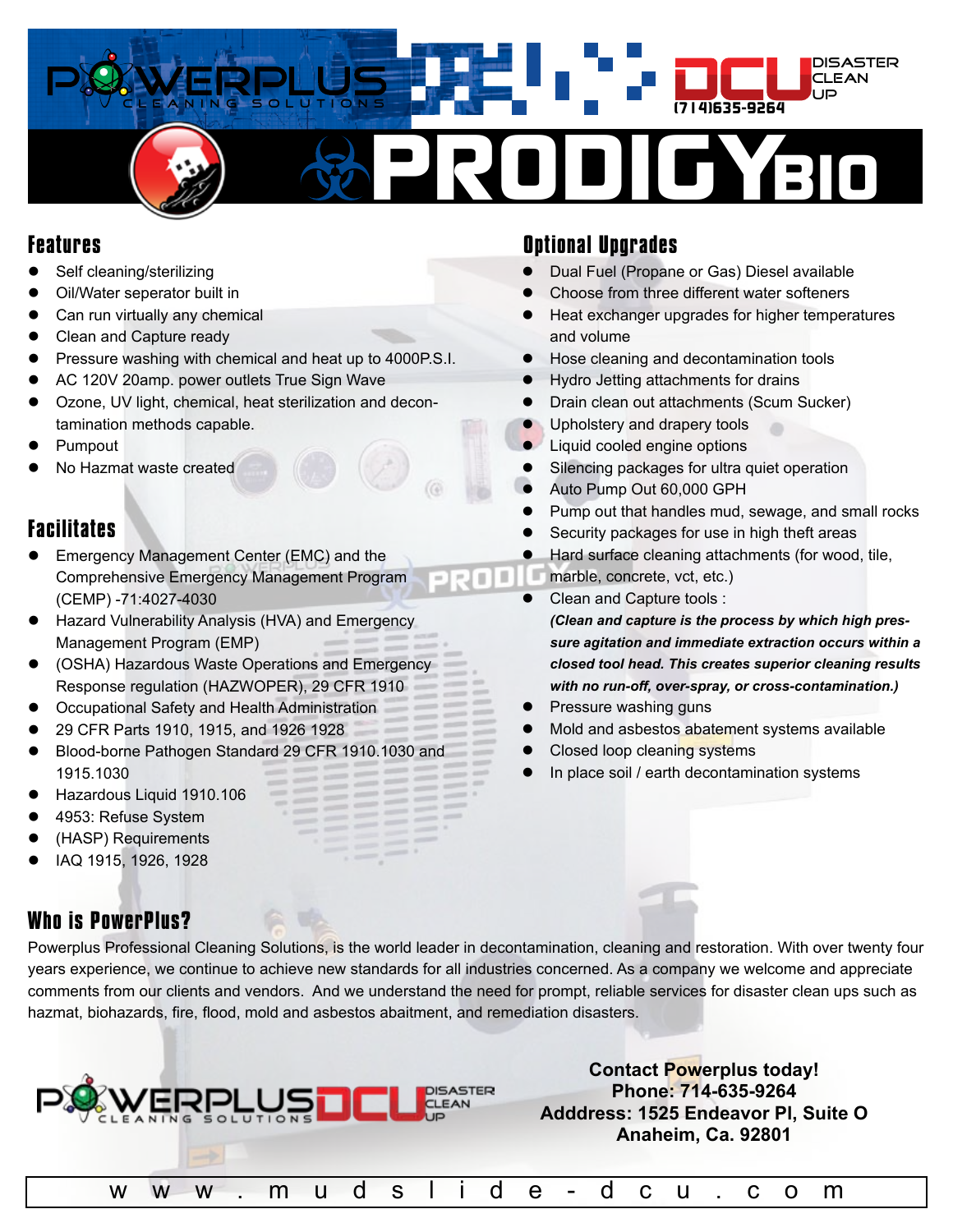# POWERPLUS CLEANING SOLUTIONS — DCU DISASTER CLEAN UP (714)635-9264

# PRODIGY BIO

## Features

- Self cleaning/sterilizing
- Oil/Water seperator built in
- Can run virtually any chemical
- Clean and Capture ready
- Pressure washing with chemical and heat up to 4000P.S.I.
- AC 120V 20amp. power outlets True Sign Wave
- Ozone, UV light, chemical, heat sterilization and decontamination methods capable.
- Pumpout
- No Hazmat waste created

## Facilitates

- Emergency Management Center (EMC) and the Comprehensive Emergency Management Program (CEMP) -71:4027-4030
- Hazard Vulnerability Analysis (HVA) and Emergency Management Program (EMP)
- (OSHA) Hazardous Waste Operations and Emergency Response regulation (HAZWOPER), 29 CFR 1910
- Occupational Safety and Health Administration
- 29 CFR Parts 1910, 1915, and 1926 1928
- Blood-borne Pathogen Standard 29 CFR 1910.1030 and 1915.1030
- Hazardous Liquid 1910.106
- 4953: Refuse System
- (HASP) Requirements
- IAQ 1915, 1926, 1928

## Optional Upgrades

- Dual Fuel (Propane or Gas) Diesel available
- Choose from three different water softeners
- Heat exchanger upgrades for higher temperatures and volume
- Hose cleaning and decontamination tools
- Hydro Jetting attachments for drains
- Drain clean out attachments (Scum Sucker)
- Upholstery and drapery tools
- Liquid cooled engine options
- Silencing packages for ultra quiet operation
- Auto Pump Out 60,000 GPH
- Pump out that handles mud, sewage, and small rocks
- Security packages for use in high theft areas
- Hard surface cleaning attachments (for wood, tile, marble, concrete, vct, etc.)
- Clean and Capture tools :
  ***(Clean and capture is the process by which high pressure agitation and immediate extraction occurs within a closed tool head. This creates superior cleaning results with no run-off, over-spray, or cross-contamination.)***
- Pressure washing guns
- Mold and asbestos abatement systems available
- Closed loop cleaning systems
- In place soil / earth decontamination systems

## Who is PowerPlus?

Powerplus Professional Cleaning Solutions, is the world leader in decontamination, cleaning and restoration. With over twenty four years experience, we continue to achieve new standards for all industries concerned. As a company we welcome and appreciate comments from our clients and vendors. And we understand the need for prompt, reliable services for disaster clean ups such as hazmat, biohazards, fire, flood, mold and asbestos abaitment, and remediation disasters.

POWERPLUS CLEANING SOLUTIONS — DCU DISASTER CLEAN UP

**Contact Powerplus today!**
**Phone: 714-635-9264**
**Adddress: 1525 Endeavor Pl, Suite O**
**Anaheim, Ca. 92801**

www.mudslide-dcu.com